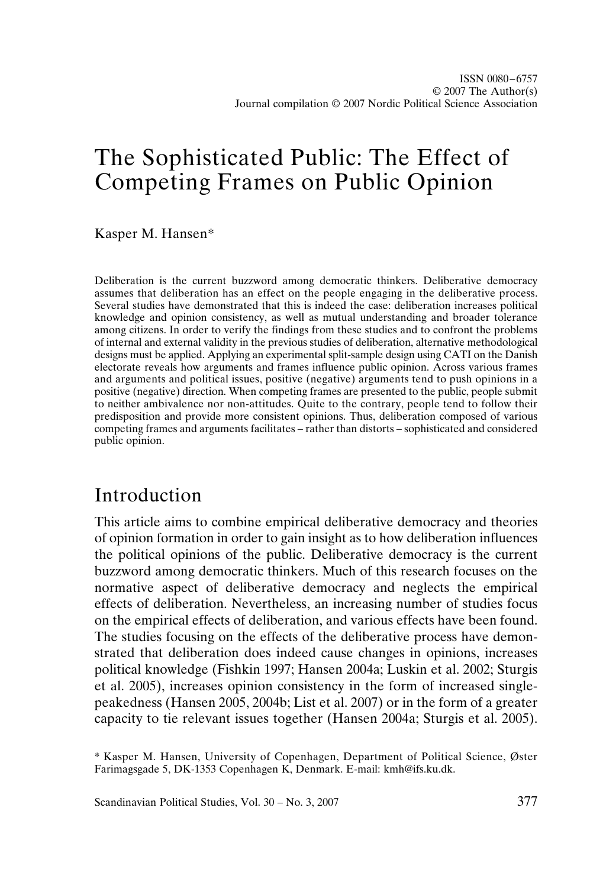ISSN 0080–6757
© 2007 The Author(s)
Journal compilation © 2007 Nordic Political Science Association

# The Sophisticated Public: The Effect of Competing Frames on Public Opinion

Kasper M. Hansen*

Deliberation is the current buzzword among democratic thinkers. Deliberative democracy assumes that deliberation has an effect on the people engaging in the deliberative process. Several studies have demonstrated that this is indeed the case: deliberation increases political knowledge and opinion consistency, as well as mutual understanding and broader tolerance among citizens. In order to verify the findings from these studies and to confront the problems of internal and external validity in the previous studies of deliberation, alternative methodological designs must be applied. Applying an experimental split-sample design using CATI on the Danish electorate reveals how arguments and frames influence public opinion. Across various frames and arguments and political issues, positive (negative) arguments tend to push opinions in a positive (negative) direction. When competing frames are presented to the public, people submit to neither ambivalence nor non-attitudes. Quite to the contrary, people tend to follow their predisposition and provide more consistent opinions. Thus, deliberation composed of various competing frames and arguments facilitates – rather than distorts – sophisticated and considered public opinion.

## Introduction

This article aims to combine empirical deliberative democracy and theories of opinion formation in order to gain insight as to how deliberation influences the political opinions of the public. Deliberative democracy is the current buzzword among democratic thinkers. Much of this research focuses on the normative aspect of deliberative democracy and neglects the empirical effects of deliberation. Nevertheless, an increasing number of studies focus on the empirical effects of deliberation, and various effects have been found. The studies focusing on the effects of the deliberative process have demonstrated that deliberation does indeed cause changes in opinions, increases political knowledge (Fishkin 1997; Hansen 2004a; Luskin et al. 2002; Sturgis et al. 2005), increases opinion consistency in the form of increased single-peakedness (Hansen 2005, 2004b; List et al. 2007) or in the form of a greater capacity to tie relevant issues together (Hansen 2004a; Sturgis et al. 2005).

* Kasper M. Hansen, University of Copenhagen, Department of Political Science, Øster Farimagsgade 5, DK-1353 Copenhagen K, Denmark. E-mail: kmh@ifs.ku.dk.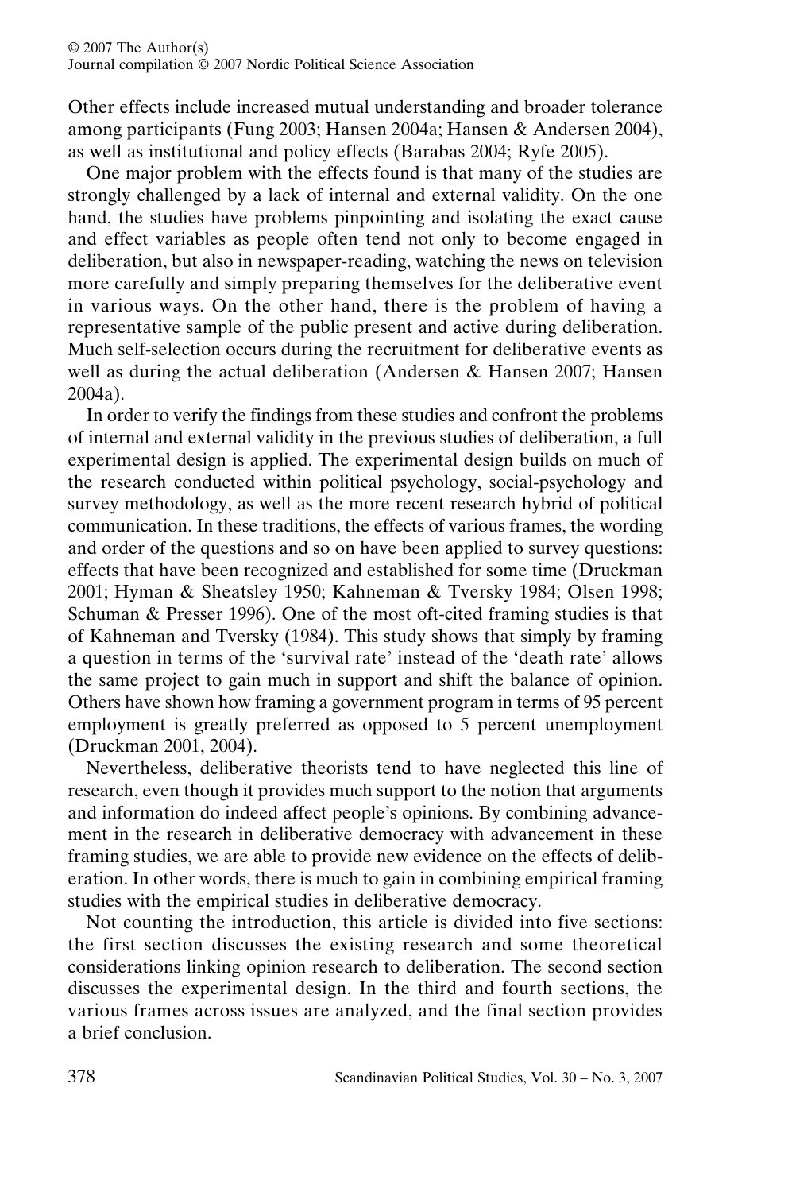Other effects include increased mutual understanding and broader tolerance among participants (Fung 2003; Hansen 2004a; Hansen & Andersen 2004), as well as institutional and policy effects (Barabas 2004; Ryfe 2005).

One major problem with the effects found is that many of the studies are strongly challenged by a lack of internal and external validity. On the one hand, the studies have problems pinpointing and isolating the exact cause and effect variables as people often tend not only to become engaged in deliberation, but also in newspaper-reading, watching the news on television more carefully and simply preparing themselves for the deliberative event in various ways. On the other hand, there is the problem of having a representative sample of the public present and active during deliberation. Much self-selection occurs during the recruitment for deliberative events as well as during the actual deliberation (Andersen & Hansen 2007; Hansen 2004a).

In order to verify the findings from these studies and confront the problems of internal and external validity in the previous studies of deliberation, a full experimental design is applied. The experimental design builds on much of the research conducted within political psychology, social-psychology and survey methodology, as well as the more recent research hybrid of political communication. In these traditions, the effects of various frames, the wording and order of the questions and so on have been applied to survey questions: effects that have been recognized and established for some time (Druckman 2001; Hyman & Sheatsley 1950; Kahneman & Tversky 1984; Olsen 1998; Schuman & Presser 1996). One of the most oft-cited framing studies is that of Kahneman and Tversky (1984). This study shows that simply by framing a question in terms of the 'survival rate' instead of the 'death rate' allows the same project to gain much in support and shift the balance of opinion. Others have shown how framing a government program in terms of 95 percent employment is greatly preferred as opposed to 5 percent unemployment (Druckman 2001, 2004).

Nevertheless, deliberative theorists tend to have neglected this line of research, even though it provides much support to the notion that arguments and information do indeed affect people's opinions. By combining advancement in the research in deliberative democracy with advancement in these framing studies, we are able to provide new evidence on the effects of deliberation. In other words, there is much to gain in combining empirical framing studies with the empirical studies in deliberative democracy.

Not counting the introduction, this article is divided into five sections: the first section discusses the existing research and some theoretical considerations linking opinion research to deliberation. The second section discusses the experimental design. In the third and fourth sections, the various frames across issues are analyzed, and the final section provides a brief conclusion.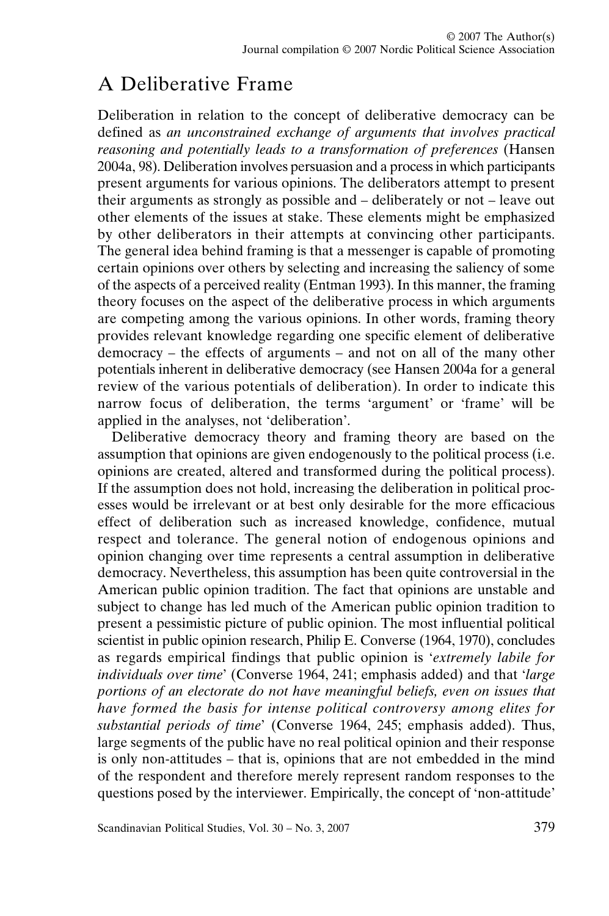## A Deliberative Frame

Deliberation in relation to the concept of deliberative democracy can be defined as *an unconstrained exchange of arguments that involves practical reasoning and potentially leads to a transformation of preferences* (Hansen 2004a, 98). Deliberation involves persuasion and a process in which participants present arguments for various opinions. The deliberators attempt to present their arguments as strongly as possible and – deliberately or not – leave out other elements of the issues at stake. These elements might be emphasized by other deliberators in their attempts at convincing other participants. The general idea behind framing is that a messenger is capable of promoting certain opinions over others by selecting and increasing the saliency of some of the aspects of a perceived reality (Entman 1993). In this manner, the framing theory focuses on the aspect of the deliberative process in which arguments are competing among the various opinions. In other words, framing theory provides relevant knowledge regarding one specific element of deliberative democracy – the effects of arguments – and not on all of the many other potentials inherent in deliberative democracy (see Hansen 2004a for a general review of the various potentials of deliberation). In order to indicate this narrow focus of deliberation, the terms 'argument' or 'frame' will be applied in the analyses, not 'deliberation'.

Deliberative democracy theory and framing theory are based on the assumption that opinions are given endogenously to the political process (i.e. opinions are created, altered and transformed during the political process). If the assumption does not hold, increasing the deliberation in political processes would be irrelevant or at best only desirable for the more efficacious effect of deliberation such as increased knowledge, confidence, mutual respect and tolerance. The general notion of endogenous opinions and opinion changing over time represents a central assumption in deliberative democracy. Nevertheless, this assumption has been quite controversial in the American public opinion tradition. The fact that opinions are unstable and subject to change has led much of the American public opinion tradition to present a pessimistic picture of public opinion. The most influential political scientist in public opinion research, Philip E. Converse (1964, 1970), concludes as regards empirical findings that public opinion is '*extremely labile for individuals over time*' (Converse 1964, 241; emphasis added) and that '*large portions of an electorate do not have meaningful beliefs, even on issues that have formed the basis for intense political controversy among elites for substantial periods of time*' (Converse 1964, 245; emphasis added). Thus, large segments of the public have no real political opinion and their response is only non-attitudes – that is, opinions that are not embedded in the mind of the respondent and therefore merely represent random responses to the questions posed by the interviewer. Empirically, the concept of 'non-attitude'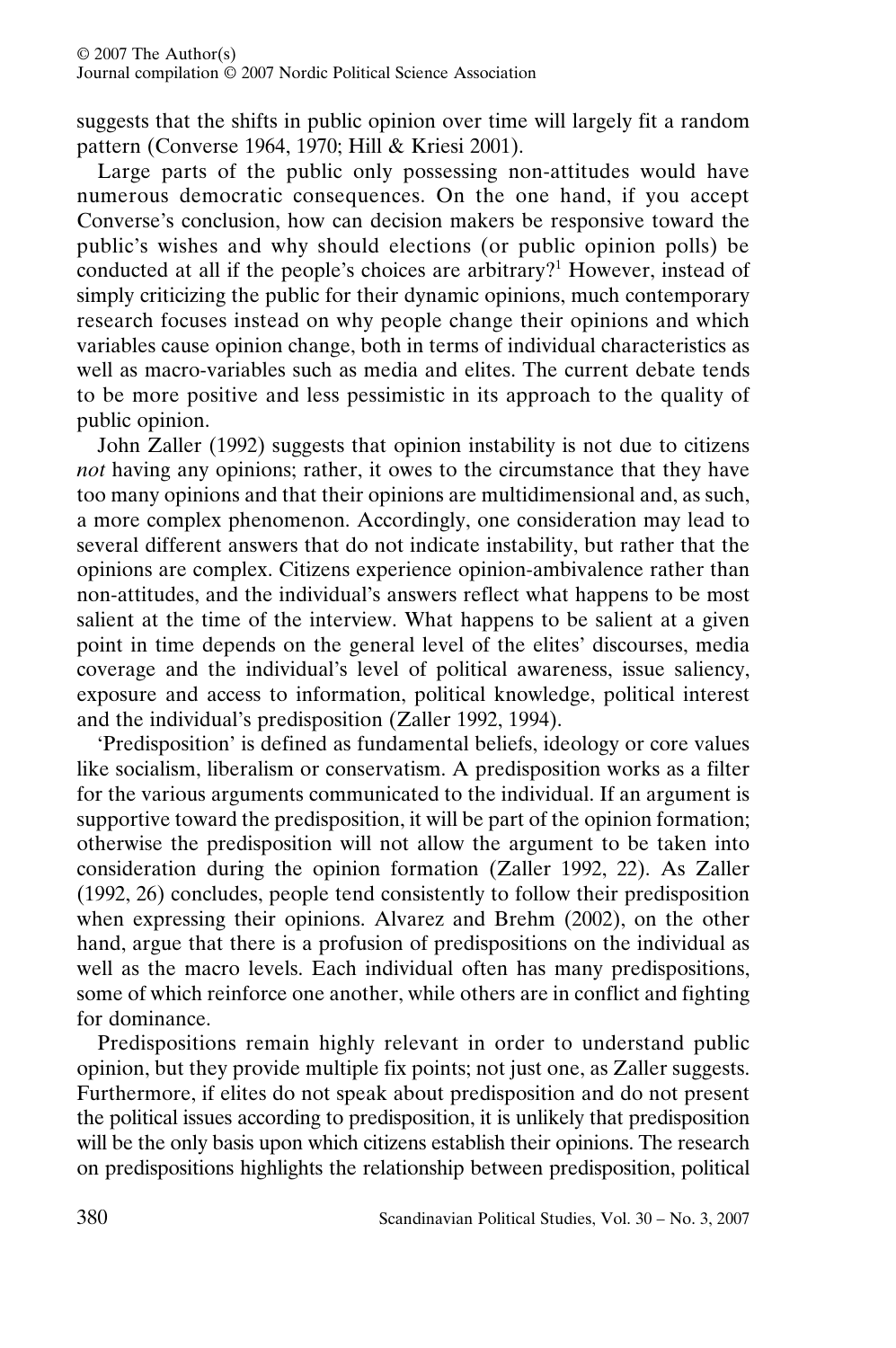suggests that the shifts in public opinion over time will largely fit a random pattern (Converse 1964, 1970; Hill & Kriesi 2001).

Large parts of the public only possessing non-attitudes would have numerous democratic consequences. On the one hand, if you accept Converse's conclusion, how can decision makers be responsive toward the public's wishes and why should elections (or public opinion polls) be conducted at all if the people's choices are arbitrary?[1] However, instead of simply criticizing the public for their dynamic opinions, much contemporary research focuses instead on why people change their opinions and which variables cause opinion change, both in terms of individual characteristics as well as macro-variables such as media and elites. The current debate tends to be more positive and less pessimistic in its approach to the quality of public opinion.

John Zaller (1992) suggests that opinion instability is not due to citizens *not* having any opinions; rather, it owes to the circumstance that they have too many opinions and that their opinions are multidimensional and, as such, a more complex phenomenon. Accordingly, one consideration may lead to several different answers that do not indicate instability, but rather that the opinions are complex. Citizens experience opinion-ambivalence rather than non-attitudes, and the individual's answers reflect what happens to be most salient at the time of the interview. What happens to be salient at a given point in time depends on the general level of the elites' discourses, media coverage and the individual's level of political awareness, issue saliency, exposure and access to information, political knowledge, political interest and the individual's predisposition (Zaller 1992, 1994).

'Predisposition' is defined as fundamental beliefs, ideology or core values like socialism, liberalism or conservatism. A predisposition works as a filter for the various arguments communicated to the individual. If an argument is supportive toward the predisposition, it will be part of the opinion formation; otherwise the predisposition will not allow the argument to be taken into consideration during the opinion formation (Zaller 1992, 22). As Zaller (1992, 26) concludes, people tend consistently to follow their predisposition when expressing their opinions. Alvarez and Brehm (2002), on the other hand, argue that there is a profusion of predispositions on the individual as well as the macro levels. Each individual often has many predispositions, some of which reinforce one another, while others are in conflict and fighting for dominance.

Predispositions remain highly relevant in order to understand public opinion, but they provide multiple fix points; not just one, as Zaller suggests. Furthermore, if elites do not speak about predisposition and do not present the political issues according to predisposition, it is unlikely that predisposition will be the only basis upon which citizens establish their opinions. The research on predispositions highlights the relationship between predisposition, political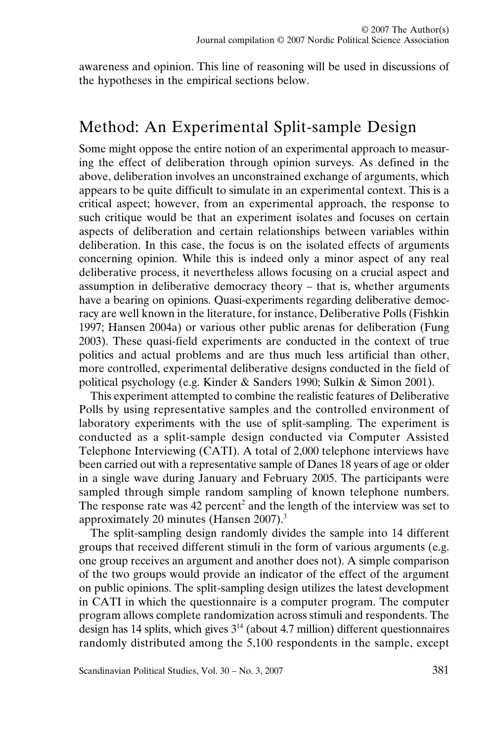awareness and opinion. This line of reasoning will be used in discussions of the hypotheses in the empirical sections below.

## Method: An Experimental Split-sample Design

Some might oppose the entire notion of an experimental approach to measuring the effect of deliberation through opinion surveys. As defined in the above, deliberation involves an unconstrained exchange of arguments, which appears to be quite difficult to simulate in an experimental context. This is a critical aspect; however, from an experimental approach, the response to such critique would be that an experiment isolates and focuses on certain aspects of deliberation and certain relationships between variables within deliberation. In this case, the focus is on the isolated effects of arguments concerning opinion. While this is indeed only a minor aspect of any real deliberative process, it nevertheless allows focusing on a crucial aspect and assumption in deliberative democracy theory – that is, whether arguments have a bearing on opinions. Quasi-experiments regarding deliberative democracy are well known in the literature, for instance, Deliberative Polls (Fishkin 1997; Hansen 2004a) or various other public arenas for deliberation (Fung 2003). These quasi-field experiments are conducted in the context of true politics and actual problems and are thus much less artificial than other, more controlled, experimental deliberative designs conducted in the field of political psychology (e.g. Kinder & Sanders 1990; Sulkin & Simon 2001).

This experiment attempted to combine the realistic features of Deliberative Polls by using representative samples and the controlled environment of laboratory experiments with the use of split-sampling. The experiment is conducted as a split-sample design conducted via Computer Assisted Telephone Interviewing (CATI). A total of 2,000 telephone interviews have been carried out with a representative sample of Danes 18 years of age or older in a single wave during January and February 2005. The participants were sampled through simple random sampling of known telephone numbers. The response rate was 42 percent[2] and the length of the interview was set to approximately 20 minutes (Hansen 2007).[3]

The split-sampling design randomly divides the sample into 14 different groups that received different stimuli in the form of various arguments (e.g. one group receives an argument and another does not). A simple comparison of the two groups would provide an indicator of the effect of the argument on public opinions. The split-sampling design utilizes the latest development in CATI in which the questionnaire is a computer program. The computer program allows complete randomization across stimuli and respondents. The design has 14 splits, which gives $3^{14}$ (about 4.7 million) different questionnaires randomly distributed among the 5,100 respondents in the sample, except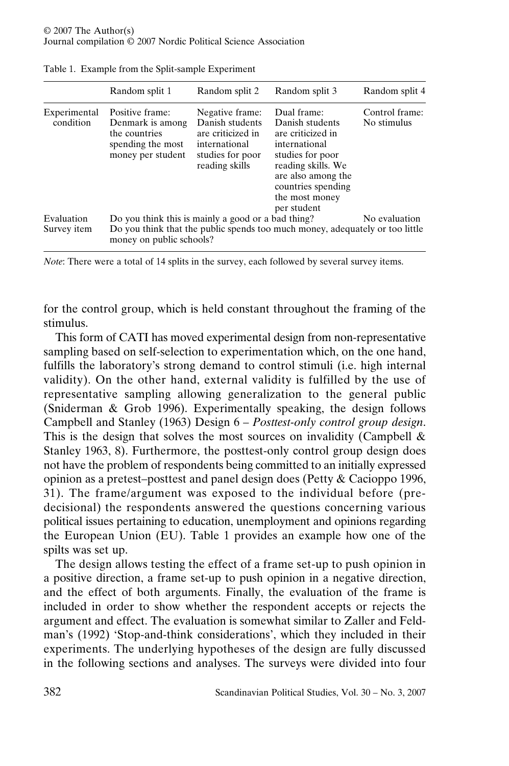Table 1. Example from the Split-sample Experiment

| | Random split 1 | Random split 2 | Random split 3 | Random split 4 |
|---|---|---|---|---|
| Experimental condition | Positive frame: Denmark is among the countries spending the most money per student | Negative frame: Danish students are criticized in international studies for poor reading skills | Dual frame: Danish students are criticized in international studies for poor reading skills. We are also among the countries spending the most money per student | Control frame: No stimulus |
| Evaluation | Do you think this is mainly a good or a bad thing? | | | No evaluation |
| Survey item | Do you think that the public spends too much money, adequately or too little money on public schools? | | | |

*Note*: There were a total of 14 splits in the survey, each followed by several survey items.

for the control group, which is held constant throughout the framing of the stimulus.

This form of CATI has moved experimental design from non-representative sampling based on self-selection to experimentation which, on the one hand, fulfills the laboratory's strong demand to control stimuli (i.e. high internal validity). On the other hand, external validity is fulfilled by the use of representative sampling allowing generalization to the general public (Sniderman & Grob 1996). Experimentally speaking, the design follows Campbell and Stanley (1963) Design 6 – *Posttest-only control group design*. This is the design that solves the most sources on invalidity (Campbell & Stanley 1963, 8). Furthermore, the posttest-only control group design does not have the problem of respondents being committed to an initially expressed opinion as a pretest–posttest and panel design does (Petty & Cacioppo 1996, 31). The frame/argument was exposed to the individual before (pre-decisional) the respondents answered the questions concerning various political issues pertaining to education, unemployment and opinions regarding the European Union (EU). Table 1 provides an example how one of the spilts was set up.

The design allows testing the effect of a frame set-up to push opinion in a positive direction, a frame set-up to push opinion in a negative direction, and the effect of both arguments. Finally, the evaluation of the frame is included in order to show whether the respondent accepts or rejects the argument and effect. The evaluation is somewhat similar to Zaller and Feldman's (1992) 'Stop-and-think considerations', which they included in their experiments. The underlying hypotheses of the design are fully discussed in the following sections and analyses. The surveys were divided into four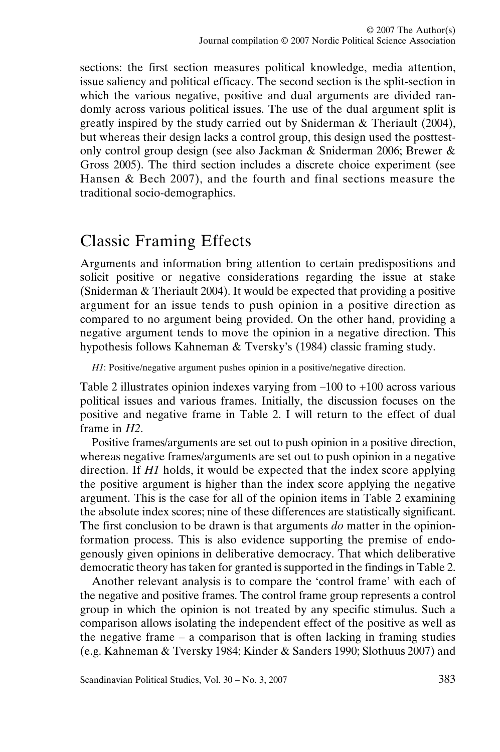sections: the first section measures political knowledge, media attention, issue saliency and political efficacy. The second section is the split-section in which the various negative, positive and dual arguments are divided randomly across various political issues. The use of the dual argument split is greatly inspired by the study carried out by Sniderman & Theriault (2004), but whereas their design lacks a control group, this design used the posttest-only control group design (see also Jackman & Sniderman 2006; Brewer & Gross 2005). The third section includes a discrete choice experiment (see Hansen & Bech 2007), and the fourth and final sections measure the traditional socio-demographics.

## Classic Framing Effects

Arguments and information bring attention to certain predispositions and solicit positive or negative considerations regarding the issue at stake (Sniderman & Theriault 2004). It would be expected that providing a positive argument for an issue tends to push opinion in a positive direction as compared to no argument being provided. On the other hand, providing a negative argument tends to move the opinion in a negative direction. This hypothesis follows Kahneman & Tversky's (1984) classic framing study.

*H1*: Positive/negative argument pushes opinion in a positive/negative direction.

Table 2 illustrates opinion indexes varying from –100 to +100 across various political issues and various frames. Initially, the discussion focuses on the positive and negative frame in Table 2. I will return to the effect of dual frame in *H2*.

Positive frames/arguments are set out to push opinion in a positive direction, whereas negative frames/arguments are set out to push opinion in a negative direction. If *H1* holds, it would be expected that the index score applying the positive argument is higher than the index score applying the negative argument. This is the case for all of the opinion items in Table 2 examining the absolute index scores; nine of these differences are statistically significant. The first conclusion to be drawn is that arguments *do* matter in the opinion-formation process. This is also evidence supporting the premise of endogenously given opinions in deliberative democracy. That which deliberative democratic theory has taken for granted is supported in the findings in Table 2.

Another relevant analysis is to compare the 'control frame' with each of the negative and positive frames. The control frame group represents a control group in which the opinion is not treated by any specific stimulus. Such a comparison allows isolating the independent effect of the positive as well as the negative frame – a comparison that is often lacking in framing studies (e.g. Kahneman & Tversky 1984; Kinder & Sanders 1990; Slothuus 2007) and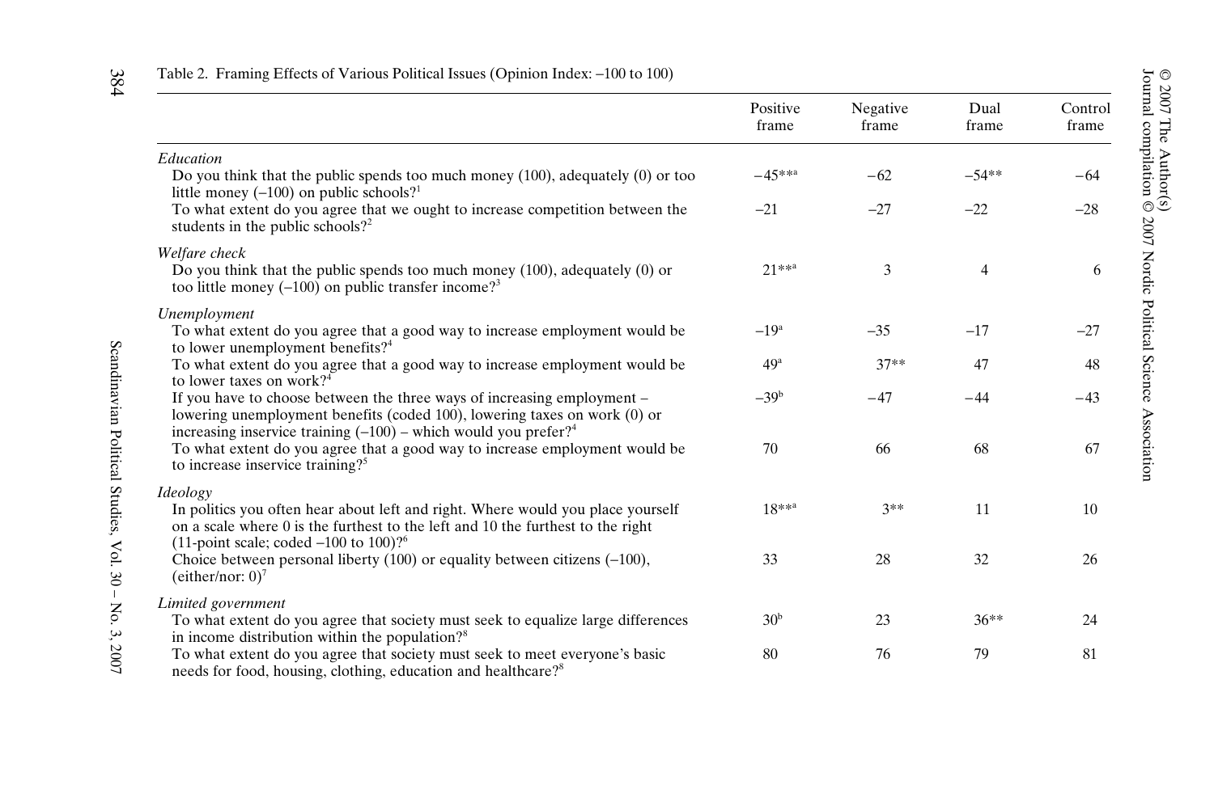Table 2. Framing Effects of Various Political Issues (Opinion Index: –100 to 100)

| | Positive frame | Negative frame | Dual frame | Control frame |
|---|---|---|---|---|
| *Education* | | | | |
| Do you think that the public spends too much money (100), adequately (0) or too little money (–100) on public schools?[1] | –45**[a] | –62 | –54** | –64 |
| To what extent do you agree that we ought to increase competition between the students in the public schools?[2] | –21 | –27 | –22 | –28 |
| *Welfare check* | | | | |
| Do you think that the public spends too much money (100), adequately (0) or too little money (–100) on public transfer income?[3] | 21**[a] | 3 | 4 | 6 |
| *Unemployment* | | | | |
| To what extent do you agree that a good way to increase employment would be to lower unemployment benefits?[4] | –19[a] | –35 | –17 | –27 |
| To what extent do you agree that a good way to increase employment would be to lower taxes on work?[4] | 49[a] | 37** | 47 | 48 |
| If you have to choose between the three ways of increasing employment – lowering unemployment benefits (coded 100), lowering taxes on work (0) or increasing inservice training (–100) – which would you prefer?[4] | –39[b] | –47 | –44 | –43 |
| To what extent do you agree that a good way to increase employment would be to increase inservice training?[5] | 70 | 66 | 68 | 67 |
| *Ideology* | | | | |
| In politics you often hear about left and right. Where would you place yourself on a scale where 0 is the furthest to the left and 10 the furthest to the right (11-point scale; coded –100 to 100)?[6] | 18**[a] | 3** | 11 | 10 |
| Choice between personal liberty (100) or equality between citizens (–100), (either/nor: 0)[7] | 33 | 28 | 32 | 26 |
| *Limited government* | | | | |
| To what extent do you agree that society must seek to equalize large differences in income distribution within the population?[8] | 30[b] | 23 | 36** | 24 |
| To what extent do you agree that society must seek to meet everyone's basic needs for food, housing, clothing, education and healthcare?[8] | 80 | 76 | 79 | 81 |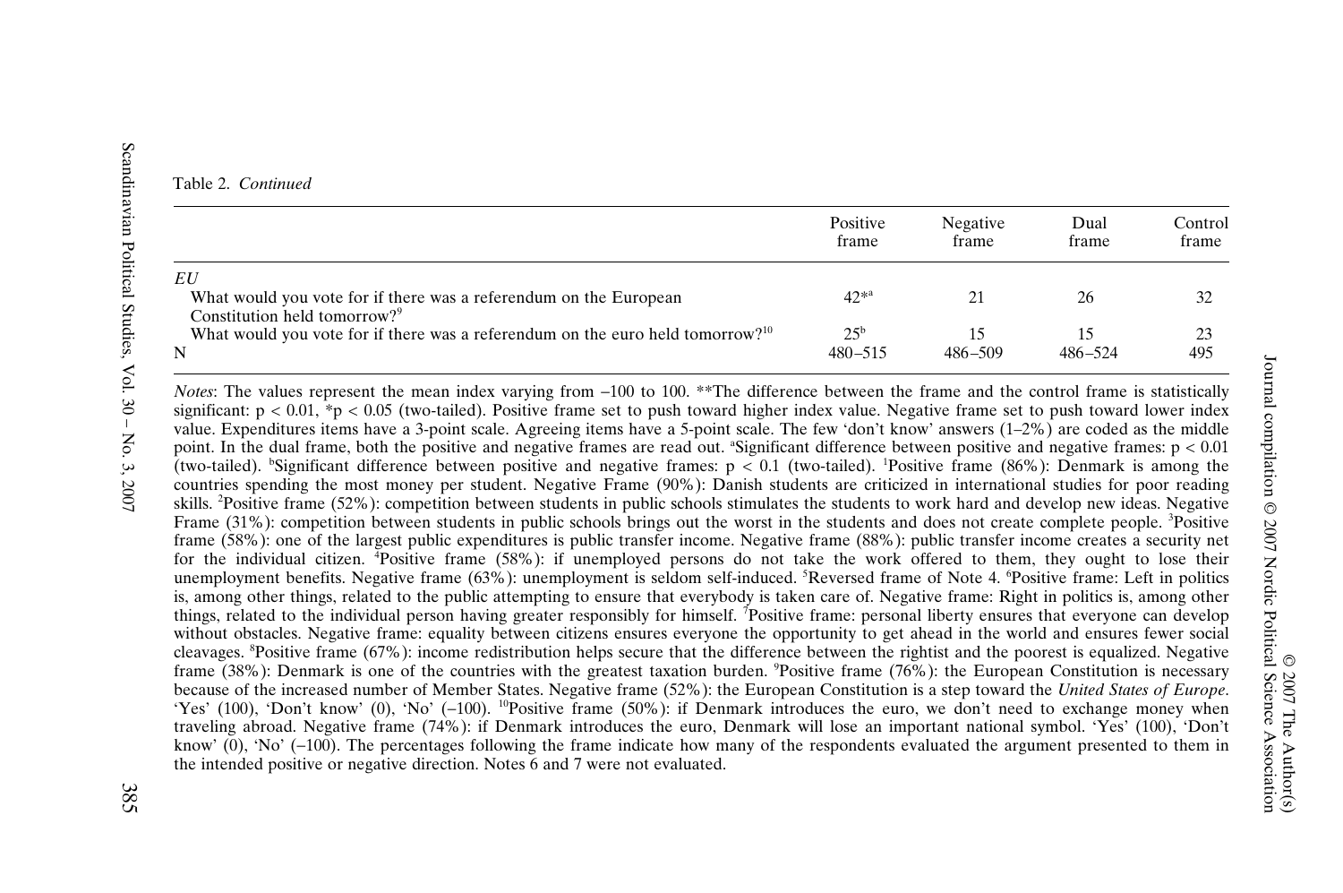Table 2. *Continued*

| | Positive frame | Negative frame | Dual frame | Control frame |
|---|---|---|---|---|
| *EU* | | | | |
| What would you vote for if there was a referendum on the European Constitution held tomorrow?[9] | 42*[a] | 21 | 26 | 32 |
| What would you vote for if there was a referendum on the euro held tomorrow?[10] | 25[b] | 15 | 15 | 23 |
| N | 480–515 | 486–509 | 486–524 | 495 |

*Notes*: The values represent the mean index varying from –100 to 100. **The difference between the frame and the control frame is statistically significant: $p < 0.01$, *$p < 0.05$ (two-tailed). Positive frame set to push toward higher index value. Negative frame set to push toward lower index value. Expenditures items have a 3-point scale. Agreeing items have a 5-point scale. The few 'don't know' answers (1–2%) are coded as the middle point. In the dual frame, both the positive and negative frames are read out. [a]Significant difference between positive and negative frames: $p < 0.01$ (two-tailed). [b]Significant difference between positive and negative frames: $p < 0.1$ (two-tailed). [1]Positive frame (86%): Denmark is among the countries spending the most money per student. Negative Frame (90%): Danish students are criticized in international studies for poor reading skills. [2]Positive frame (52%): competition between students in public schools stimulates the students to work hard and develop new ideas. Negative Frame (31%): competition between students in public schools brings out the worst in the students and does not create complete people. [3]Positive frame (58%): one of the largest public expenditures is public transfer income. Negative frame (88%): public transfer income creates a security net for the individual citizen. [4]Positive frame (58%): if unemployed persons do not take the work offered to them, they ought to lose their unemployment benefits. Negative frame (63%): unemployment is seldom self-induced. [5]Reversed frame of Note 4. [6]Positive frame: Left in politics is, among other things, related to the public attempting to ensure that everybody is taken care of. Negative frame: Right in politics is, among other things, related to the individual person having greater responsibly for himself. [7]Positive frame: personal liberty ensures that everyone can develop without obstacles. Negative frame: equality between citizens ensures everyone the opportunity to get ahead in the world and ensures fewer social cleavages. [8]Positive frame (67%): income redistribution helps secure that the difference between the rightist and the poorest is equalized. Negative frame (38%): Denmark is one of the countries with the greatest taxation burden. [9]Positive frame (76%): the European Constitution is necessary because of the increased number of Member States. Negative frame (52%): the European Constitution is a step toward the *United States of Europe*. 'Yes' (100), 'Don't know' (0), 'No' (–100). [10]Positive frame (50%): if Denmark introduces the euro, we don't need to exchange money when traveling abroad. Negative frame (74%): if Denmark introduces the euro, Denmark will lose an important national symbol. 'Yes' (100), 'Don't know' (0), 'No' (–100). The percentages following the frame indicate how many of the respondents evaluated the argument presented to them in the intended positive or negative direction. Notes 6 and 7 were not evaluated.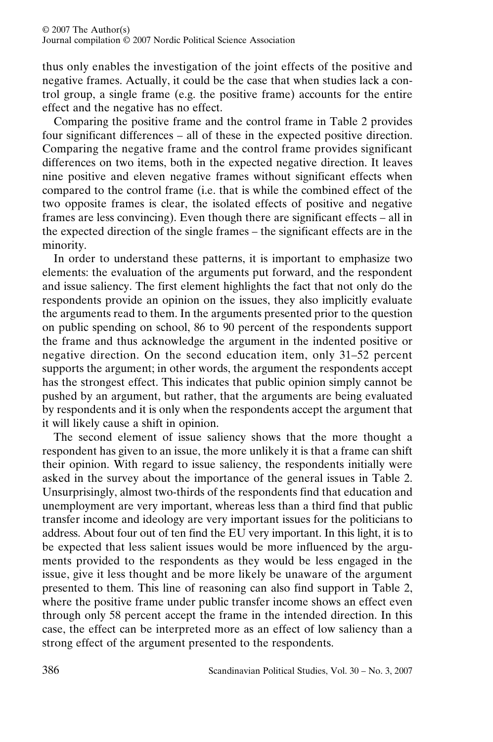thus only enables the investigation of the joint effects of the positive and negative frames. Actually, it could be the case that when studies lack a control group, a single frame (e.g. the positive frame) accounts for the entire effect and the negative has no effect.

Comparing the positive frame and the control frame in Table 2 provides four significant differences – all of these in the expected positive direction. Comparing the negative frame and the control frame provides significant differences on two items, both in the expected negative direction. It leaves nine positive and eleven negative frames without significant effects when compared to the control frame (i.e. that is while the combined effect of the two opposite frames is clear, the isolated effects of positive and negative frames are less convincing). Even though there are significant effects – all in the expected direction of the single frames – the significant effects are in the minority.

In order to understand these patterns, it is important to emphasize two elements: the evaluation of the arguments put forward, and the respondent and issue saliency. The first element highlights the fact that not only do the respondents provide an opinion on the issues, they also implicitly evaluate the arguments read to them. In the arguments presented prior to the question on public spending on school, 86 to 90 percent of the respondents support the frame and thus acknowledge the argument in the indented positive or negative direction. On the second education item, only 31–52 percent supports the argument; in other words, the argument the respondents accept has the strongest effect. This indicates that public opinion simply cannot be pushed by an argument, but rather, that the arguments are being evaluated by respondents and it is only when the respondents accept the argument that it will likely cause a shift in opinion.

The second element of issue saliency shows that the more thought a respondent has given to an issue, the more unlikely it is that a frame can shift their opinion. With regard to issue saliency, the respondents initially were asked in the survey about the importance of the general issues in Table 2. Unsurprisingly, almost two-thirds of the respondents find that education and unemployment are very important, whereas less than a third find that public transfer income and ideology are very important issues for the politicians to address. About four out of ten find the EU very important. In this light, it is to be expected that less salient issues would be more influenced by the arguments provided to the respondents as they would be less engaged in the issue, give it less thought and be more likely be unaware of the argument presented to them. This line of reasoning can also find support in Table 2, where the positive frame under public transfer income shows an effect even through only 58 percent accept the frame in the intended direction. In this case, the effect can be interpreted more as an effect of low saliency than a strong effect of the argument presented to the respondents.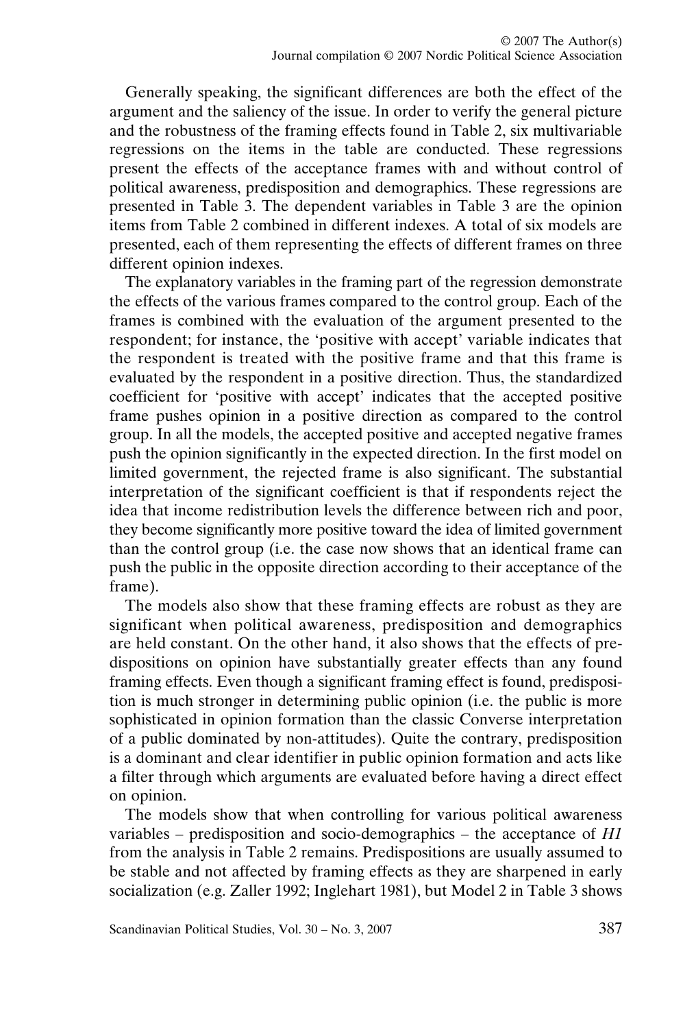Generally speaking, the significant differences are both the effect of the argument and the saliency of the issue. In order to verify the general picture and the robustness of the framing effects found in Table 2, six multivariable regressions on the items in the table are conducted. These regressions present the effects of the acceptance frames with and without control of political awareness, predisposition and demographics. These regressions are presented in Table 3. The dependent variables in Table 3 are the opinion items from Table 2 combined in different indexes. A total of six models are presented, each of them representing the effects of different frames on three different opinion indexes.

The explanatory variables in the framing part of the regression demonstrate the effects of the various frames compared to the control group. Each of the frames is combined with the evaluation of the argument presented to the respondent; for instance, the 'positive with accept' variable indicates that the respondent is treated with the positive frame and that this frame is evaluated by the respondent in a positive direction. Thus, the standardized coefficient for 'positive with accept' indicates that the accepted positive frame pushes opinion in a positive direction as compared to the control group. In all the models, the accepted positive and accepted negative frames push the opinion significantly in the expected direction. In the first model on limited government, the rejected frame is also significant. The substantial interpretation of the significant coefficient is that if respondents reject the idea that income redistribution levels the difference between rich and poor, they become significantly more positive toward the idea of limited government than the control group (i.e. the case now shows that an identical frame can push the public in the opposite direction according to their acceptance of the frame).

The models also show that these framing effects are robust as they are significant when political awareness, predisposition and demographics are held constant. On the other hand, it also shows that the effects of predispositions on opinion have substantially greater effects than any found framing effects. Even though a significant framing effect is found, predisposition is much stronger in determining public opinion (i.e. the public is more sophisticated in opinion formation than the classic Converse interpretation of a public dominated by non-attitudes). Quite the contrary, predisposition is a dominant and clear identifier in public opinion formation and acts like a filter through which arguments are evaluated before having a direct effect on opinion.

The models show that when controlling for various political awareness variables – predisposition and socio-demographics – the acceptance of *H1* from the analysis in Table 2 remains. Predispositions are usually assumed to be stable and not affected by framing effects as they are sharpened in early socialization (e.g. Zaller 1992; Inglehart 1981), but Model 2 in Table 3 shows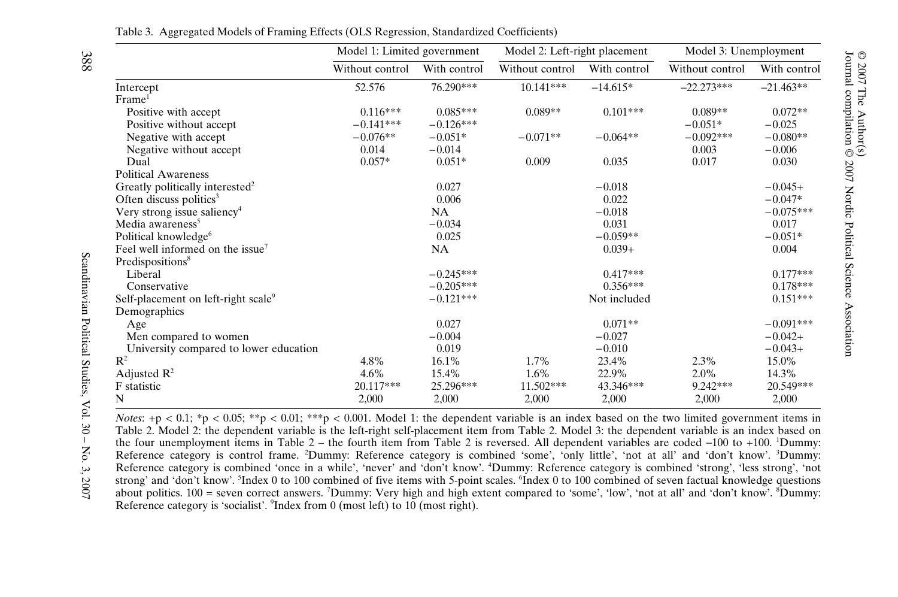Table 3. Aggregated Models of Framing Effects (OLS Regression, Standardized Coefficients)

| | Model 1: Limited government | | Model 2: Left-right placement | | Model 3: Unemployment | |
|---|---|---|---|---|---|---|
| | Without control | With control | Without control | With control | Without control | With control |
| Intercept | 52.576 | 76.290*** | 10.141*** | −14.615* | −22.273*** | −21.463** |
| Frame[1] | | | | | | |
| Positive with accept | 0.116*** | 0.085*** | 0.089** | 0.101*** | 0.089** | 0.072** |
| Positive without accept | −0.141*** | −0.126*** | | | −0.051* | −0.025 |
| Negative with accept | −0.076** | −0.051* | −0.071** | −0.064** | −0.092*** | −0.080** |
| Negative without accept | 0.014 | −0.014 | | | 0.003 | −0.006 |
| Dual | 0.057* | 0.051* | 0.009 | 0.035 | 0.017 | 0.030 |
| Political Awareness | | | | | | |
| Greatly politically interested[2] | | 0.027 | | −0.018 | | −0.045+ |
| Often discuss politics[3] | | 0.006 | | 0.022 | | −0.047* |
| Very strong issue saliency[4] | | NA | | −0.018 | | −0.075*** |
| Media awareness[5] | | −0.034 | | 0.031 | | 0.017 |
| Political knowledge[6] | | 0.025 | | −0.059** | | −0.051* |
| Feel well informed on the issue[7] | | NA | | 0.039+ | | 0.004 |
| Predispositions[8] | | | | | | |
| Liberal | | −0.245*** | | 0.417*** | | 0.177*** |
| Conservative | | −0.205*** | | 0.356*** | | 0.178*** |
| Self-placement on left-right scale[9] | | −0.121*** | | Not included | | 0.151*** |
| Demographics | | | | | | |
| Age | | 0.027 | | 0.071** | | −0.091*** |
| Men compared to women | | −0.004 | | −0.027 | | −0.042+ |
| University compared to lower education | | 0.019 | | −0.010 | | −0.043+ |
| $R^2$ | 4.8% | 16.1% | 1.7% | 23.4% | 2.3% | 15.0% |
| Adjusted $R^2$ | 4.6% | 15.4% | 1.6% | 22.9% | 2.0% | 14.3% |
| F statistic | 20.117*** | 25.296*** | 11.502*** | 43.346*** | 9.242*** | 20.549*** |
| N | 2,000 | 2,000 | 2,000 | 2,000 | 2,000 | 2,000 |

*Notes*: +p < 0.1; *p < 0.05; **p < 0.01; ***p < 0.001. Model 1: the dependent variable is an index based on the two limited government items in Table 2. Model 2: the dependent variable is the left-right self-placement item from Table 2. Model 3: the dependent variable is an index based on the four unemployment items in Table 2 – the fourth item from Table 2 is reversed. All dependent variables are coded −100 to +100. [1]Dummy: Reference category is control frame. [2]Dummy: Reference category is combined 'some', 'only little', 'not at all' and 'don't know'. [3]Dummy: Reference category is combined 'once in a while', 'never' and 'don't know'. [4]Dummy: Reference category is combined 'strong', 'less strong', 'not strong' and 'don't know'. [5]Index 0 to 100 combined of five items with 5-point scales. [6]Index 0 to 100 combined of seven factual knowledge questions about politics. 100 = seven correct answers. [7]Dummy: Very high and high extent compared to 'some', 'low', 'not at all' and 'don't know'. [8]Dummy: Reference category is 'socialist'. [9]Index from 0 (most left) to 10 (most right).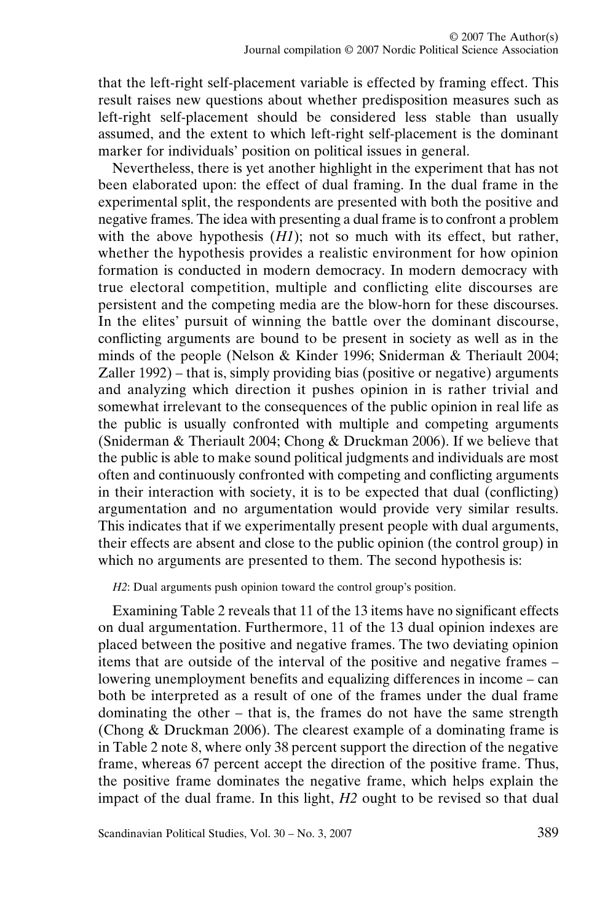that the left-right self-placement variable is effected by framing effect. This result raises new questions about whether predisposition measures such as left-right self-placement should be considered less stable than usually assumed, and the extent to which left-right self-placement is the dominant marker for individuals' position on political issues in general.

Nevertheless, there is yet another highlight in the experiment that has not been elaborated upon: the effect of dual framing. In the dual frame in the experimental split, the respondents are presented with both the positive and negative frames. The idea with presenting a dual frame is to confront a problem with the above hypothesis (*H1*); not so much with its effect, but rather, whether the hypothesis provides a realistic environment for how opinion formation is conducted in modern democracy. In modern democracy with true electoral competition, multiple and conflicting elite discourses are persistent and the competing media are the blow-horn for these discourses. In the elites' pursuit of winning the battle over the dominant discourse, conflicting arguments are bound to be present in society as well as in the minds of the people (Nelson & Kinder 1996; Sniderman & Theriault 2004; Zaller 1992) – that is, simply providing bias (positive or negative) arguments and analyzing which direction it pushes opinion in is rather trivial and somewhat irrelevant to the consequences of the public opinion in real life as the public is usually confronted with multiple and competing arguments (Sniderman & Theriault 2004; Chong & Druckman 2006). If we believe that the public is able to make sound political judgments and individuals are most often and continuously confronted with competing and conflicting arguments in their interaction with society, it is to be expected that dual (conflicting) argumentation and no argumentation would provide very similar results. This indicates that if we experimentally present people with dual arguments, their effects are absent and close to the public opinion (the control group) in which no arguments are presented to them. The second hypothesis is:

*H2*: Dual arguments push opinion toward the control group's position.

Examining Table 2 reveals that 11 of the 13 items have no significant effects on dual argumentation. Furthermore, 11 of the 13 dual opinion indexes are placed between the positive and negative frames. The two deviating opinion items that are outside of the interval of the positive and negative frames – lowering unemployment benefits and equalizing differences in income – can both be interpreted as a result of one of the frames under the dual frame dominating the other – that is, the frames do not have the same strength (Chong & Druckman 2006). The clearest example of a dominating frame is in Table 2 note 8, where only 38 percent support the direction of the negative frame, whereas 67 percent accept the direction of the positive frame. Thus, the positive frame dominates the negative frame, which helps explain the impact of the dual frame. In this light, *H2* ought to be revised so that dual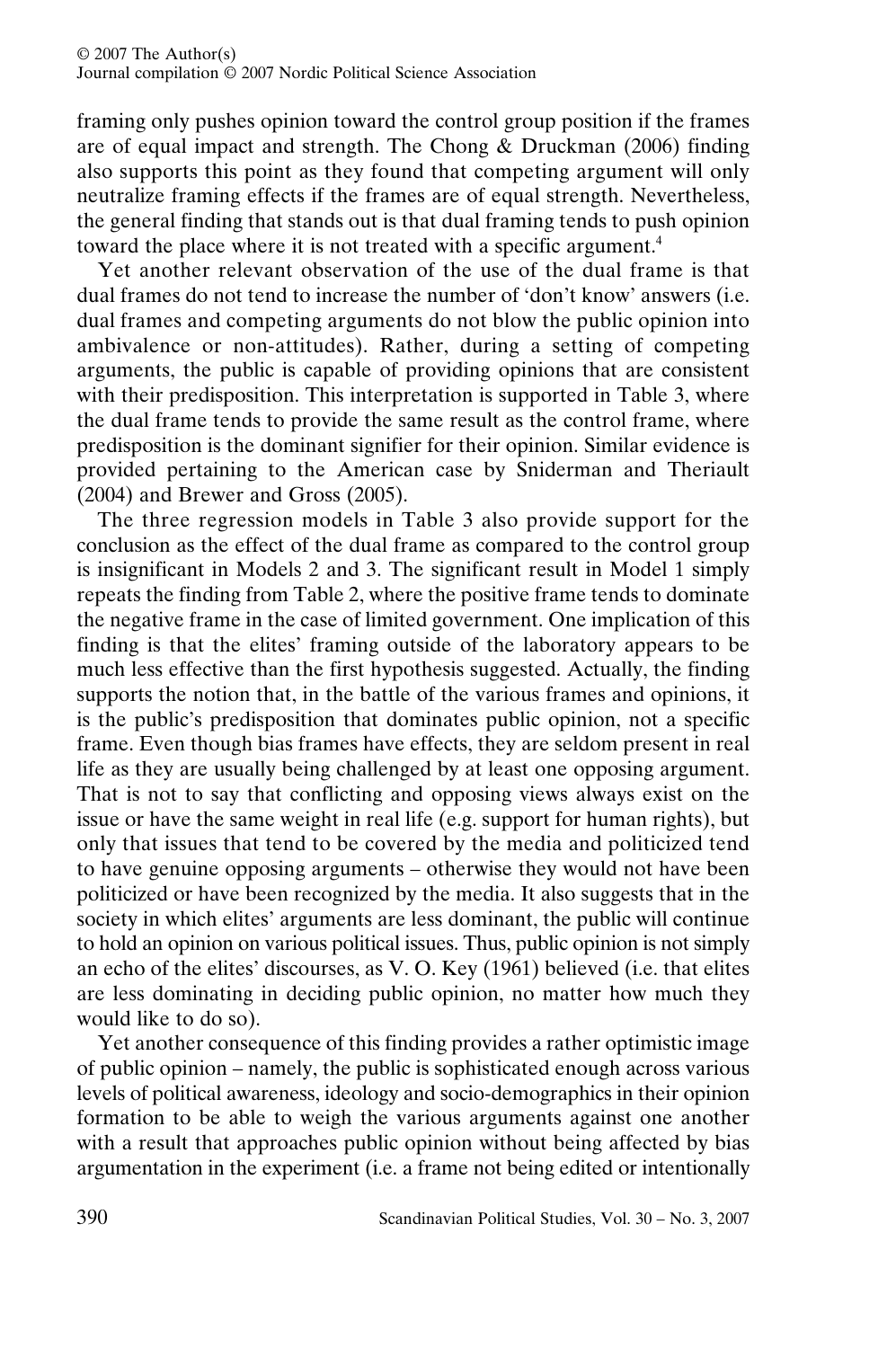framing only pushes opinion toward the control group position if the frames are of equal impact and strength. The Chong & Druckman (2006) finding also supports this point as they found that competing argument will only neutralize framing effects if the frames are of equal strength. Nevertheless, the general finding that stands out is that dual framing tends to push opinion toward the place where it is not treated with a specific argument.[4]

Yet another relevant observation of the use of the dual frame is that dual frames do not tend to increase the number of 'don't know' answers (i.e. dual frames and competing arguments do not blow the public opinion into ambivalence or non-attitudes). Rather, during a setting of competing arguments, the public is capable of providing opinions that are consistent with their predisposition. This interpretation is supported in Table 3, where the dual frame tends to provide the same result as the control frame, where predisposition is the dominant signifier for their opinion. Similar evidence is provided pertaining to the American case by Sniderman and Theriault (2004) and Brewer and Gross (2005).

The three regression models in Table 3 also provide support for the conclusion as the effect of the dual frame as compared to the control group is insignificant in Models 2 and 3. The significant result in Model 1 simply repeats the finding from Table 2, where the positive frame tends to dominate the negative frame in the case of limited government. One implication of this finding is that the elites' framing outside of the laboratory appears to be much less effective than the first hypothesis suggested. Actually, the finding supports the notion that, in the battle of the various frames and opinions, it is the public's predisposition that dominates public opinion, not a specific frame. Even though bias frames have effects, they are seldom present in real life as they are usually being challenged by at least one opposing argument. That is not to say that conflicting and opposing views always exist on the issue or have the same weight in real life (e.g. support for human rights), but only that issues that tend to be covered by the media and politicized tend to have genuine opposing arguments – otherwise they would not have been politicized or have been recognized by the media. It also suggests that in the society in which elites' arguments are less dominant, the public will continue to hold an opinion on various political issues. Thus, public opinion is not simply an echo of the elites' discourses, as V. O. Key (1961) believed (i.e. that elites are less dominating in deciding public opinion, no matter how much they would like to do so).

Yet another consequence of this finding provides a rather optimistic image of public opinion – namely, the public is sophisticated enough across various levels of political awareness, ideology and socio-demographics in their opinion formation to be able to weigh the various arguments against one another with a result that approaches public opinion without being affected by bias argumentation in the experiment (i.e. a frame not being edited or intentionally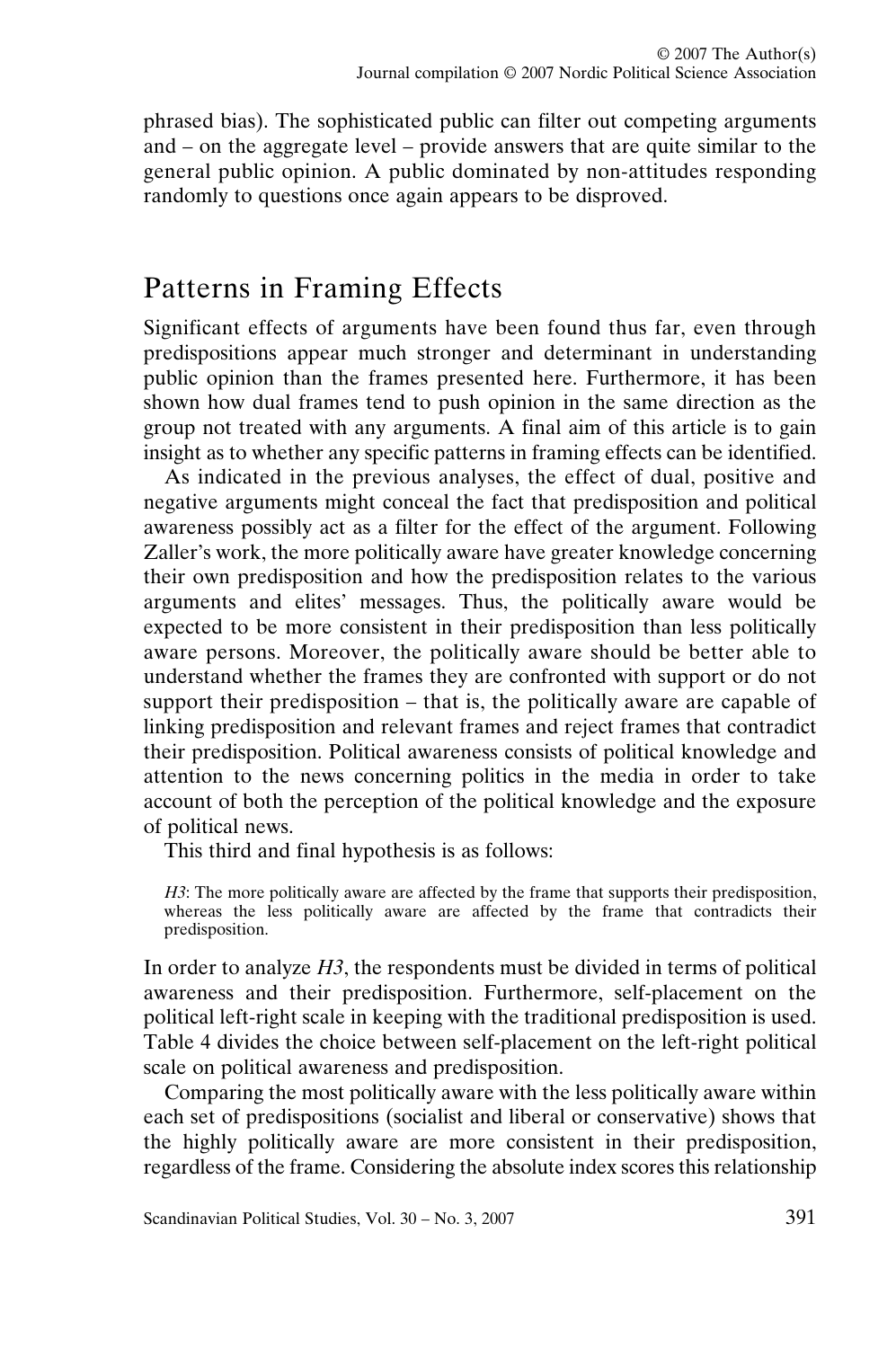phrased bias). The sophisticated public can filter out competing arguments and – on the aggregate level – provide answers that are quite similar to the general public opinion. A public dominated by non-attitudes responding randomly to questions once again appears to be disproved.

## Patterns in Framing Effects

Significant effects of arguments have been found thus far, even through predispositions appear much stronger and determinant in understanding public opinion than the frames presented here. Furthermore, it has been shown how dual frames tend to push opinion in the same direction as the group not treated with any arguments. A final aim of this article is to gain insight as to whether any specific patterns in framing effects can be identified.

As indicated in the previous analyses, the effect of dual, positive and negative arguments might conceal the fact that predisposition and political awareness possibly act as a filter for the effect of the argument. Following Zaller's work, the more politically aware have greater knowledge concerning their own predisposition and how the predisposition relates to the various arguments and elites' messages. Thus, the politically aware would be expected to be more consistent in their predisposition than less politically aware persons. Moreover, the politically aware should be better able to understand whether the frames they are confronted with support or do not support their predisposition – that is, the politically aware are capable of linking predisposition and relevant frames and reject frames that contradict their predisposition. Political awareness consists of political knowledge and attention to the news concerning politics in the media in order to take account of both the perception of the political knowledge and the exposure of political news.

This third and final hypothesis is as follows:

> *H3*: The more politically aware are affected by the frame that supports their predisposition, whereas the less politically aware are affected by the frame that contradicts their predisposition.

In order to analyze *H3*, the respondents must be divided in terms of political awareness and their predisposition. Furthermore, self-placement on the political left-right scale in keeping with the traditional predisposition is used. Table 4 divides the choice between self-placement on the left-right political scale on political awareness and predisposition.

Comparing the most politically aware with the less politically aware within each set of predispositions (socialist and liberal or conservative) shows that the highly politically aware are more consistent in their predisposition, regardless of the frame. Considering the absolute index scores this relationship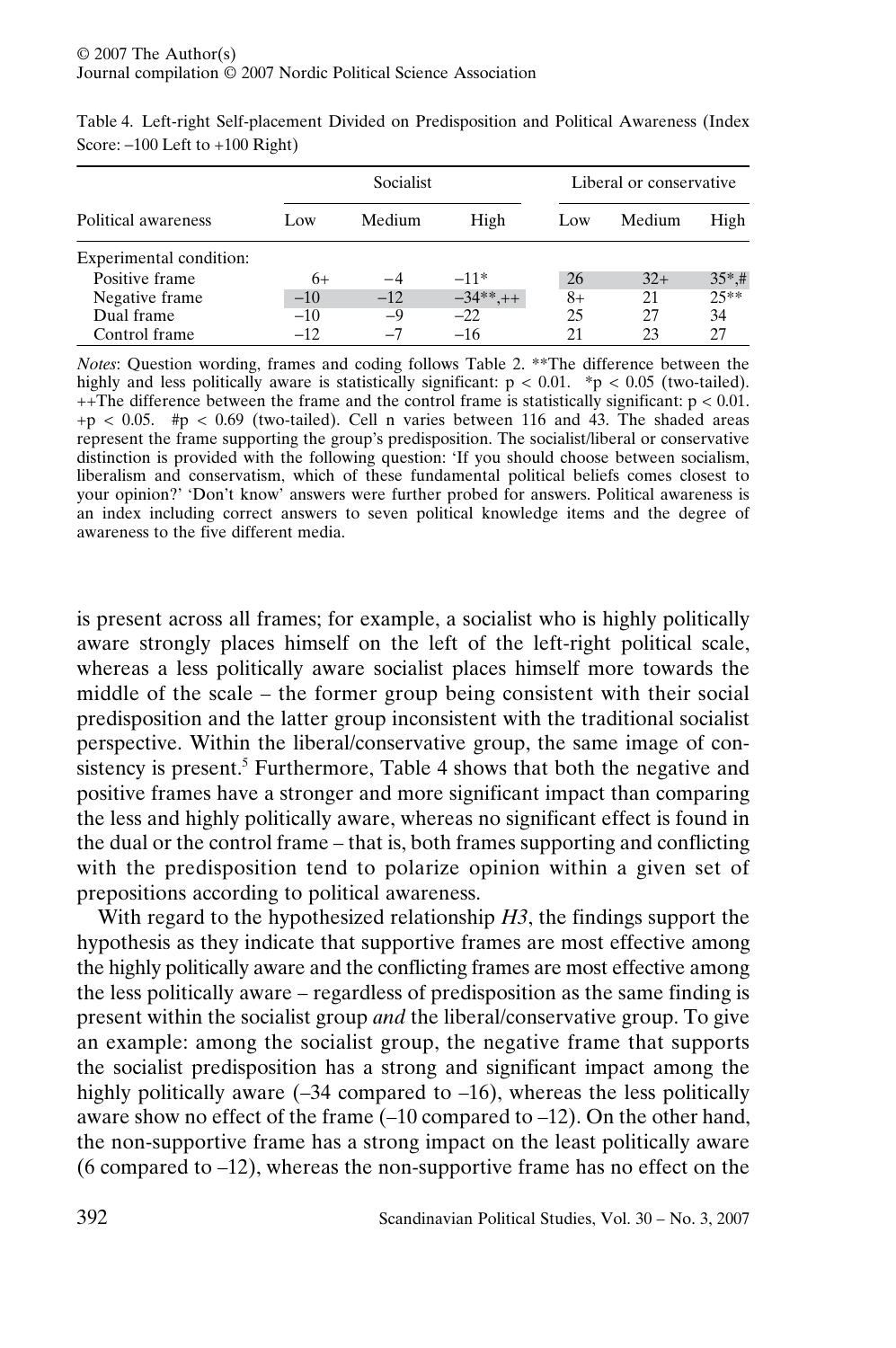© 2007 The Author(s)
Journal compilation © 2007 Nordic Political Science Association

Table 4. Left-right Self-placement Divided on Predisposition and Political Awareness (Index Score: –100 Left to +100 Right)

| | Socialist | | | Liberal or conservative | | |
|---|---|---|---|---|---|---|
| Political awareness | Low | Medium | High | Low | Medium | High |
| Experimental condition: | | | | | | |
| Positive frame | 6+ | –4 | –11* | 26 | 32+ | 35*,# |
| Negative frame | –10 | –12 | –34**,++ | 8+ | 21 | 25** |
| Dual frame | –10 | –9 | –22 | 25 | 27 | 34 |
| Control frame | –12 | –7 | –16 | 21 | 23 | 27 |

*Notes*: Question wording, frames and coding follows Table 2. **The difference between the highly and less politically aware is statistically significant: $p < 0.01$. *$p < 0.05$ (two-tailed). ++The difference between the frame and the control frame is statistically significant: $p < 0.01$. +$p < 0.05$. #$p < 0.69$ (two-tailed). Cell n varies between 116 and 43. The shaded areas represent the frame supporting the group's predisposition. The socialist/liberal or conservative distinction is provided with the following question: 'If you should choose between socialism, liberalism and conservatism, which of these fundamental political beliefs comes closest to your opinion?' 'Don't know' answers were further probed for answers. Political awareness is an index including correct answers to seven political knowledge items and the degree of awareness to the five different media.

is present across all frames; for example, a socialist who is highly politically aware strongly places himself on the left of the left-right political scale, whereas a less politically aware socialist places himself more towards the middle of the scale – the former group being consistent with their social predisposition and the latter group inconsistent with the traditional socialist perspective. Within the liberal/conservative group, the same image of consistency is present.[5] Furthermore, Table 4 shows that both the negative and positive frames have a stronger and more significant impact than comparing the less and highly politically aware, whereas no significant effect is found in the dual or the control frame – that is, both frames supporting and conflicting with the predisposition tend to polarize opinion within a given set of prepositions according to political awareness.

With regard to the hypothesized relationship *H3*, the findings support the hypothesis as they indicate that supportive frames are most effective among the highly politically aware and the conflicting frames are most effective among the less politically aware – regardless of predisposition as the same finding is present within the socialist group *and* the liberal/conservative group. To give an example: among the socialist group, the negative frame that supports the socialist predisposition has a strong and significant impact among the highly politically aware (–34 compared to –16), whereas the less politically aware show no effect of the frame (–10 compared to –12). On the other hand, the non-supportive frame has a strong impact on the least politically aware (6 compared to –12), whereas the non-supportive frame has no effect on the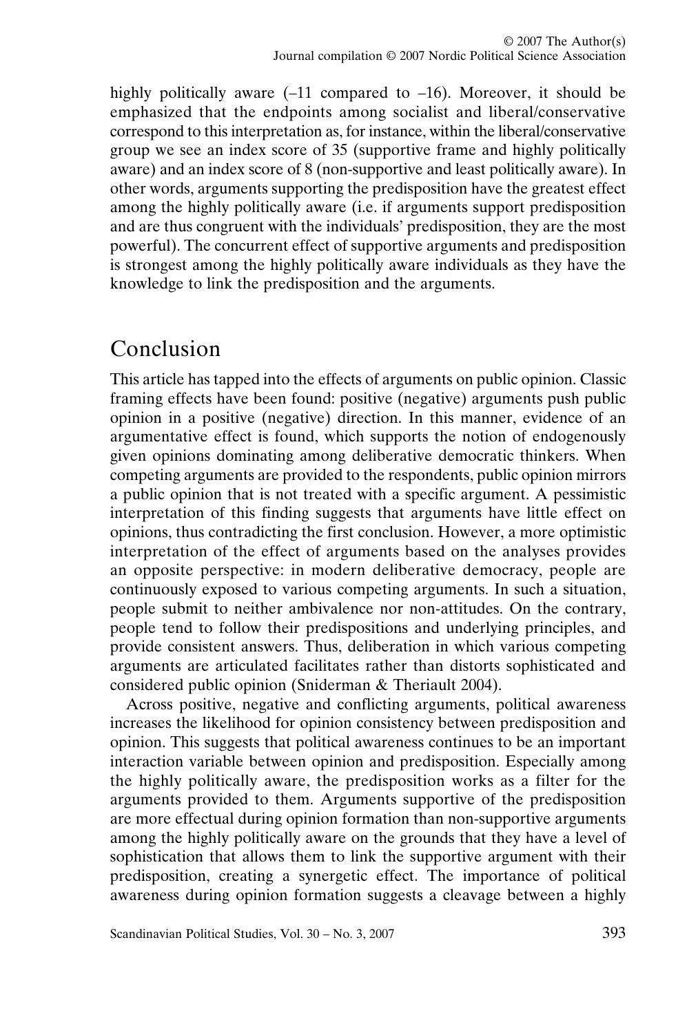highly politically aware (–11 compared to –16). Moreover, it should be emphasized that the endpoints among socialist and liberal/conservative correspond to this interpretation as, for instance, within the liberal/conservative group we see an index score of 35 (supportive frame and highly politically aware) and an index score of 8 (non-supportive and least politically aware). In other words, arguments supporting the predisposition have the greatest effect among the highly politically aware (i.e. if arguments support predisposition and are thus congruent with the individuals' predisposition, they are the most powerful). The concurrent effect of supportive arguments and predisposition is strongest among the highly politically aware individuals as they have the knowledge to link the predisposition and the arguments.

## Conclusion

This article has tapped into the effects of arguments on public opinion. Classic framing effects have been found: positive (negative) arguments push public opinion in a positive (negative) direction. In this manner, evidence of an argumentative effect is found, which supports the notion of endogenously given opinions dominating among deliberative democratic thinkers. When competing arguments are provided to the respondents, public opinion mirrors a public opinion that is not treated with a specific argument. A pessimistic interpretation of this finding suggests that arguments have little effect on opinions, thus contradicting the first conclusion. However, a more optimistic interpretation of the effect of arguments based on the analyses provides an opposite perspective: in modern deliberative democracy, people are continuously exposed to various competing arguments. In such a situation, people submit to neither ambivalence nor non-attitudes. On the contrary, people tend to follow their predispositions and underlying principles, and provide consistent answers. Thus, deliberation in which various competing arguments are articulated facilitates rather than distorts sophisticated and considered public opinion (Sniderman & Theriault 2004).

Across positive, negative and conflicting arguments, political awareness increases the likelihood for opinion consistency between predisposition and opinion. This suggests that political awareness continues to be an important interaction variable between opinion and predisposition. Especially among the highly politically aware, the predisposition works as a filter for the arguments provided to them. Arguments supportive of the predisposition are more effectual during opinion formation than non-supportive arguments among the highly politically aware on the grounds that they have a level of sophistication that allows them to link the supportive argument with their predisposition, creating a synergetic effect. The importance of political awareness during opinion formation suggests a cleavage between a highly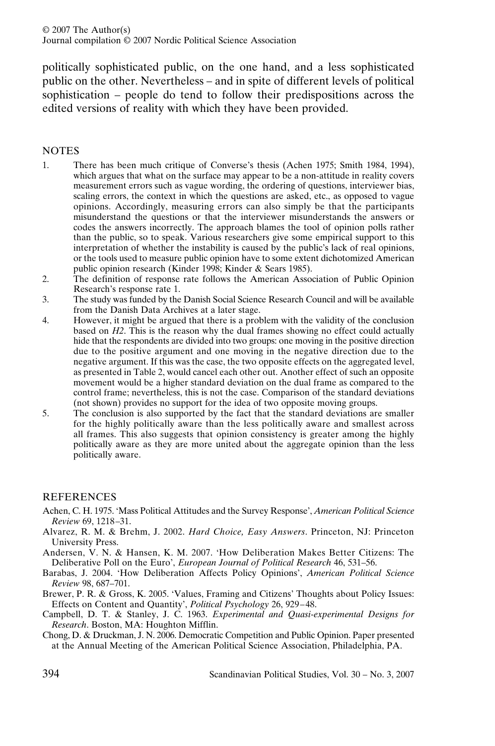politically sophisticated public, on the one hand, and a less sophisticated public on the other. Nevertheless – and in spite of different levels of political sophistication – people do tend to follow their predispositions across the edited versions of reality with which they have been provided.

## NOTES

1. There has been much critique of Converse's thesis (Achen 1975; Smith 1984, 1994), which argues that what on the surface may appear to be a non-attitude in reality covers measurement errors such as vague wording, the ordering of questions, interviewer bias, scaling errors, the context in which the questions are asked, etc., as opposed to vague opinions. Accordingly, measuring errors can also simply be that the participants misunderstand the questions or that the interviewer misunderstands the answers or codes the answers incorrectly. The approach blames the tool of opinion polls rather than the public, so to speak. Various researchers give some empirical support to this interpretation of whether the instability is caused by the public's lack of real opinions, or the tools used to measure public opinion have to some extent dichotomized American public opinion research (Kinder 1998; Kinder & Sears 1985).
2. The definition of response rate follows the American Association of Public Opinion Research's response rate 1.
3. The study was funded by the Danish Social Science Research Council and will be available from the Danish Data Archives at a later stage.
4. However, it might be argued that there is a problem with the validity of the conclusion based on *H2*. This is the reason why the dual frames showing no effect could actually hide that the respondents are divided into two groups: one moving in the positive direction due to the positive argument and one moving in the negative direction due to the negative argument. If this was the case, the two opposite effects on the aggregated level, as presented in Table 2, would cancel each other out. Another effect of such an opposite movement would be a higher standard deviation on the dual frame as compared to the control frame; nevertheless, this is not the case. Comparison of the standard deviations (not shown) provides no support for the idea of two opposite moving groups.
5. The conclusion is also supported by the fact that the standard deviations are smaller for the highly politically aware than the less politically aware and smallest across all frames. This also suggests that opinion consistency is greater among the highly politically aware as they are more united about the aggregate opinion than the less politically aware.

## REFERENCES

Achen, C. H. 1975. 'Mass Political Attitudes and the Survey Response', *American Political Science Review* 69, 1218–31.

Alvarez, R. M. & Brehm, J. 2002. *Hard Choice, Easy Answers*. Princeton, NJ: Princeton University Press.

Andersen, V. N. & Hansen, K. M. 2007. 'How Deliberation Makes Better Citizens: The Deliberative Poll on the Euro', *European Journal of Political Research* 46, 531–56.

Barabas, J. 2004. 'How Deliberation Affects Policy Opinions', *American Political Science Review* 98, 687–701.

Brewer, P. R. & Gross, K. 2005. 'Values, Framing and Citizens' Thoughts about Policy Issues: Effects on Content and Quantity', *Political Psychology* 26, 929–48.

Campbell, D. T. & Stanley, J. C. 1963. *Experimental and Quasi-experimental Designs for Research*. Boston, MA: Houghton Mifflin.

Chong, D. & Druckman, J. N. 2006. Democratic Competition and Public Opinion. Paper presented at the Annual Meeting of the American Political Science Association, Philadelphia, PA.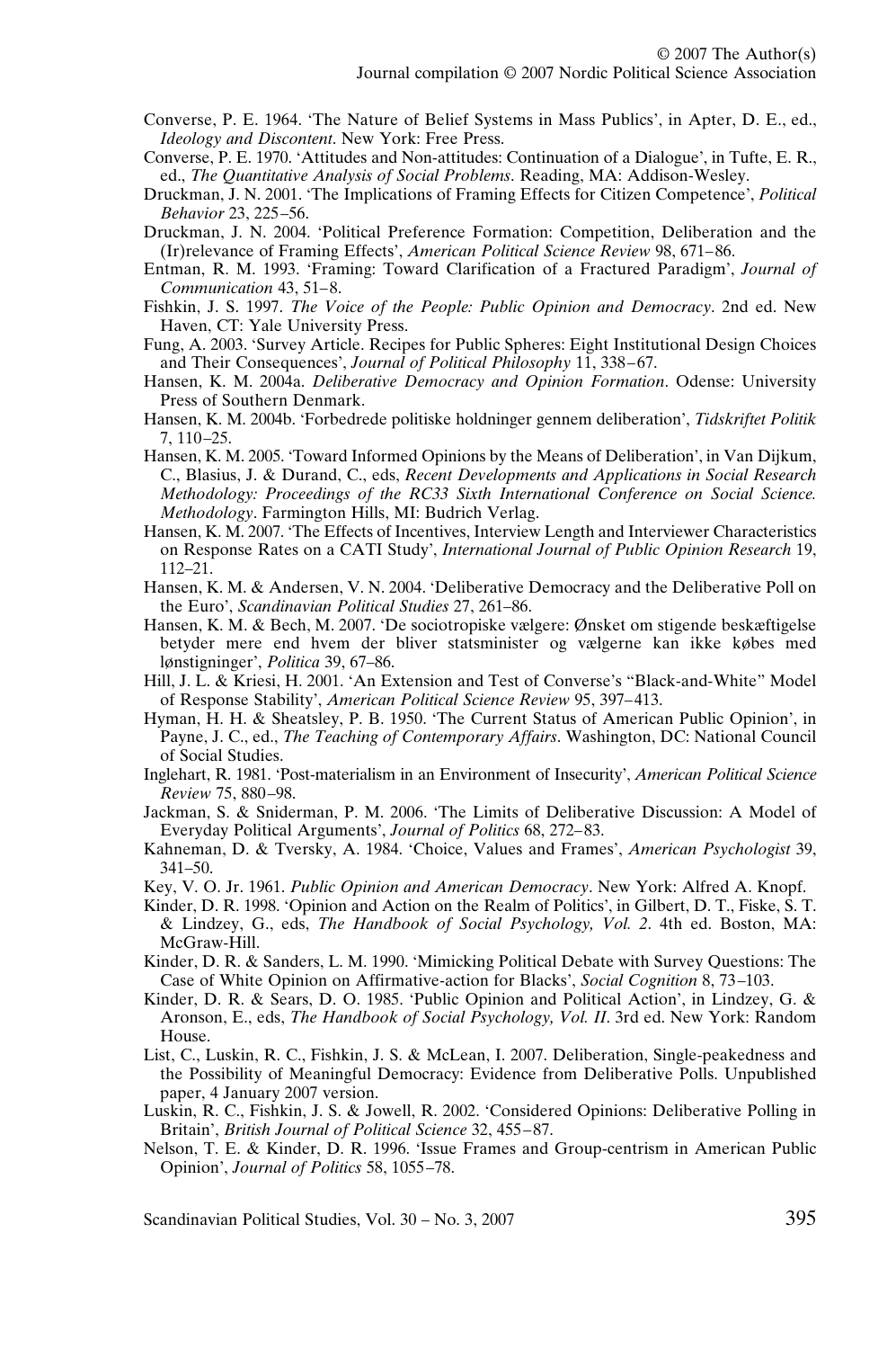Converse, P. E. 1964. 'The Nature of Belief Systems in Mass Publics', in Apter, D. E., ed., *Ideology and Discontent*. New York: Free Press.

Converse, P. E. 1970. 'Attitudes and Non-attitudes: Continuation of a Dialogue', in Tufte, E. R., ed., *The Quantitative Analysis of Social Problems*. Reading, MA: Addison-Wesley.

Druckman, J. N. 2001. 'The Implications of Framing Effects for Citizen Competence', *Political Behavior* 23, 225–56.

Druckman, J. N. 2004. 'Political Preference Formation: Competition, Deliberation and the (Ir)relevance of Framing Effects', *American Political Science Review* 98, 671–86.

Entman, R. M. 1993. 'Framing: Toward Clarification of a Fractured Paradigm', *Journal of Communication* 43, 51–8.

Fishkin, J. S. 1997. *The Voice of the People: Public Opinion and Democracy*. 2nd ed. New Haven, CT: Yale University Press.

Fung, A. 2003. 'Survey Article. Recipes for Public Spheres: Eight Institutional Design Choices and Their Consequences', *Journal of Political Philosophy* 11, 338–67.

Hansen, K. M. 2004a. *Deliberative Democracy and Opinion Formation*. Odense: University Press of Southern Denmark.

Hansen, K. M. 2004b. 'Forbedrede politiske holdninger gennem deliberation', *Tidskriftet Politik* 7, 110–25.

Hansen, K. M. 2005. 'Toward Informed Opinions by the Means of Deliberation', in Van Dijkum, C., Blasius, J. & Durand, C., eds, *Recent Developments and Applications in Social Research Methodology: Proceedings of the RC33 Sixth International Conference on Social Science. Methodology*. Farmington Hills, MI: Budrich Verlag.

Hansen, K. M. 2007. 'The Effects of Incentives, Interview Length and Interviewer Characteristics on Response Rates on a CATI Study', *International Journal of Public Opinion Research* 19, 112–21.

Hansen, K. M. & Andersen, V. N. 2004. 'Deliberative Democracy and the Deliberative Poll on the Euro', *Scandinavian Political Studies* 27, 261–86.

Hansen, K. M. & Bech, M. 2007. 'De sociotropiske vælgere: Ønsket om stigende beskæftigelse betyder mere end hvem der bliver statsminister og vælgerne kan ikke købes med lønstigninger', *Politica* 39, 67–86.

Hill, J. L. & Kriesi, H. 2001. 'An Extension and Test of Converse's "Black-and-White" Model of Response Stability', *American Political Science Review* 95, 397–413.

Hyman, H. H. & Sheatsley, P. B. 1950. 'The Current Status of American Public Opinion', in Payne, J. C., ed., *The Teaching of Contemporary Affairs*. Washington, DC: National Council of Social Studies.

Inglehart, R. 1981. 'Post-materialism in an Environment of Insecurity', *American Political Science Review* 75, 880–98.

Jackman, S. & Sniderman, P. M. 2006. 'The Limits of Deliberative Discussion: A Model of Everyday Political Arguments', *Journal of Politics* 68, 272–83.

Kahneman, D. & Tversky, A. 1984. 'Choice, Values and Frames', *American Psychologist* 39, 341–50.

Key, V. O. Jr. 1961. *Public Opinion and American Democracy*. New York: Alfred A. Knopf.

Kinder, D. R. 1998. 'Opinion and Action on the Realm of Politics', in Gilbert, D. T., Fiske, S. T. & Lindzey, G., eds, *The Handbook of Social Psychology, Vol. 2*. 4th ed. Boston, MA: McGraw-Hill.

Kinder, D. R. & Sanders, L. M. 1990. 'Mimicking Political Debate with Survey Questions: The Case of White Opinion on Affirmative-action for Blacks', *Social Cognition* 8, 73–103.

Kinder, D. R. & Sears, D. O. 1985. 'Public Opinion and Political Action', in Lindzey, G. & Aronson, E., eds, *The Handbook of Social Psychology, Vol. II*. 3rd ed. New York: Random House.

List, C., Luskin, R. C., Fishkin, J. S. & McLean, I. 2007. Deliberation, Single-peakedness and the Possibility of Meaningful Democracy: Evidence from Deliberative Polls. Unpublished paper, 4 January 2007 version.

Luskin, R. C., Fishkin, J. S. & Jowell, R. 2002. 'Considered Opinions: Deliberative Polling in Britain', *British Journal of Political Science* 32, 455–87.

Nelson, T. E. & Kinder, D. R. 1996. 'Issue Frames and Group-centrism in American Public Opinion', *Journal of Politics* 58, 1055–78.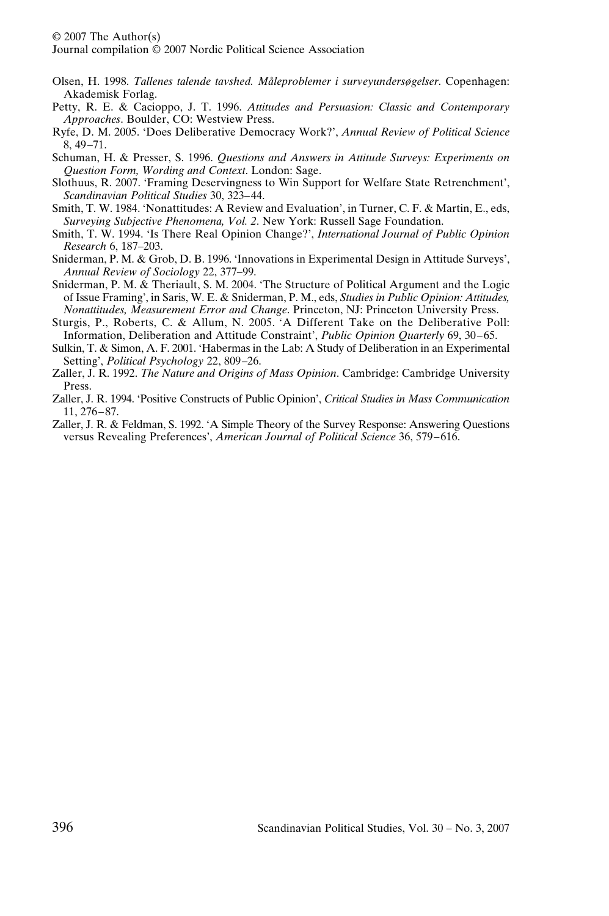Olsen, H. 1998. *Tallenes talende tavshed. Måleproblemer i surveyundersøgelser*. Copenhagen: Akademisk Forlag.

Petty, R. E. & Cacioppo, J. T. 1996. *Attitudes and Persuasion: Classic and Contemporary Approaches*. Boulder, CO: Westview Press.

Ryfe, D. M. 2005. 'Does Deliberative Democracy Work?', *Annual Review of Political Science* 8, 49–71.

Schuman, H. & Presser, S. 1996. *Questions and Answers in Attitude Surveys: Experiments on Question Form, Wording and Context*. London: Sage.

Slothuus, R. 2007. 'Framing Deservingness to Win Support for Welfare State Retrenchment', *Scandinavian Political Studies* 30, 323–44.

Smith, T. W. 1984. 'Nonattitudes: A Review and Evaluation', in Turner, C. F. & Martin, E., eds, *Surveying Subjective Phenomena, Vol. 2*. New York: Russell Sage Foundation.

Smith, T. W. 1994. 'Is There Real Opinion Change?', *International Journal of Public Opinion Research* 6, 187–203.

Sniderman, P. M. & Grob, D. B. 1996. 'Innovations in Experimental Design in Attitude Surveys', *Annual Review of Sociology* 22, 377–99.

Sniderman, P. M. & Theriault, S. M. 2004. 'The Structure of Political Argument and the Logic of Issue Framing', in Saris, W. E. & Sniderman, P. M., eds, *Studies in Public Opinion: Attitudes, Nonattitudes, Measurement Error and Change*. Princeton, NJ: Princeton University Press.

Sturgis, P., Roberts, C. & Allum, N. 2005. 'A Different Take on the Deliberative Poll: Information, Deliberation and Attitude Constraint', *Public Opinion Quarterly* 69, 30–65.

Sulkin, T. & Simon, A. F. 2001. 'Habermas in the Lab: A Study of Deliberation in an Experimental Setting', *Political Psychology* 22, 809–26.

Zaller, J. R. 1992. *The Nature and Origins of Mass Opinion*. Cambridge: Cambridge University Press.

Zaller, J. R. 1994. 'Positive Constructs of Public Opinion', *Critical Studies in Mass Communication* 11, 276–87.

Zaller, J. R. & Feldman, S. 1992. 'A Simple Theory of the Survey Response: Answering Questions versus Revealing Preferences', *American Journal of Political Science* 36, 579–616.